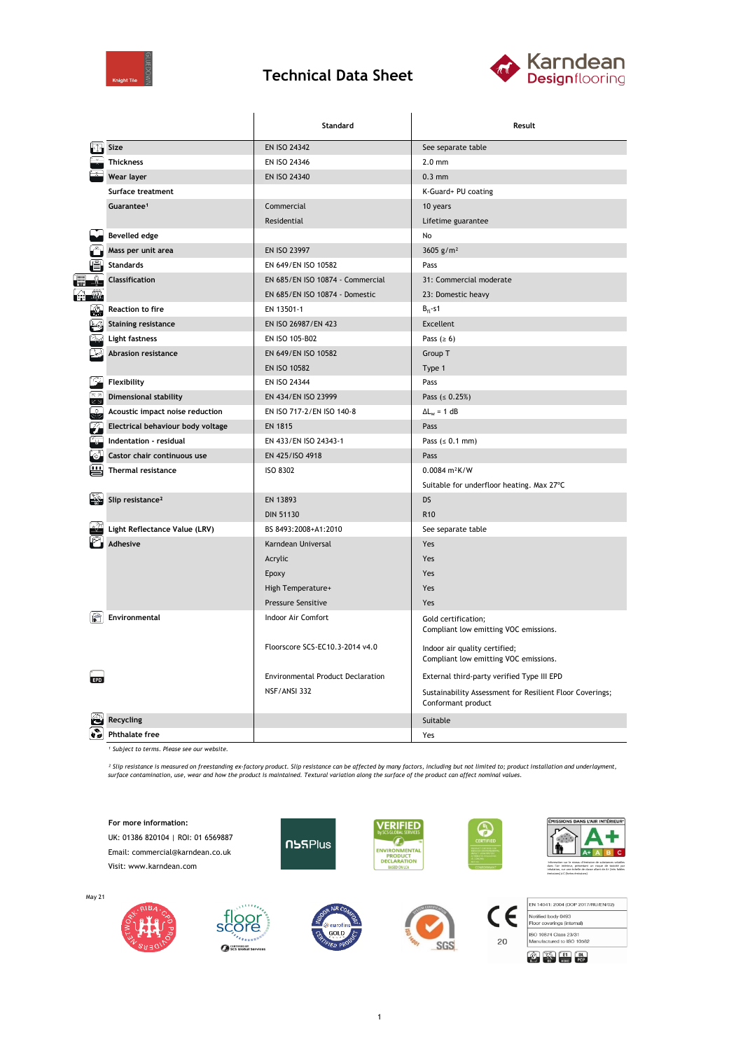# Technical Data Sheet

|  | Standard | Result |
|---|---|---|
| Size | EN ISO 24342 | See separate table |
| Thickness | EN ISO 24346 | 2.0 mm |
| Wear layer | EN ISO 24340 | 0.3 mm |
| Surface treatment |  | K-Guard+ PU coating |
| Guarantee[1] | Commercial | 10 years |
|  | Residential | Lifetime guarantee |
| Bevelled edge |  | No |
| Mass per unit area | EN ISO 23997 | 3605 g/m² |
| Standards | EN 649/EN ISO 10582 | Pass |
| Classification | EN 685/EN ISO 10874 - Commercial | 31: Commercial moderate |
|  | EN 685/EN ISO 10874 - Domestic | 23: Domestic heavy |
| Reaction to fire | EN 13501-1 | $B_{fl}$-s1 |
| Staining resistance | EN ISO 26987/EN 423 | Excellent |
| Light fastness | EN ISO 105-B02 | Pass (≥ 6) |
| Abrasion resistance | EN 649/EN ISO 10582 | Group T |
|  | EN ISO 10582 | Type 1 |
| Flexibility | EN ISO 24344 | Pass |
| Dimensional stability | EN 434/EN ISO 23999 | Pass (≤ 0.25%) |
| Acoustic impact noise reduction | EN ISO 717-2/EN ISO 140-8 | $\Delta L_w$ = 1 dB |
| Electrical behaviour body voltage | EN 1815 | Pass |
| Indentation - residual | EN 433/EN ISO 24343-1 | Pass (≤ 0.1 mm) |
| Castor chair continuous use | EN 425/ISO 4918 | Pass |
| Thermal resistance | ISO 8302 | 0.0084 m²K/W |
|  |  | Suitable for underfloor heating. Max 27°C |
| Slip resistance[2] | EN 13893 | DS |
|  | DIN 51130 | R10 |
| Light Reflectance Value (LRV) | BS 8493:2008+A1:2010 | See separate table |
| Adhesive | Karndean Universal | Yes |
|  | Acrylic | Yes |
|  | Epoxy | Yes |
|  | High Temperature+ | Yes |
|  | Pressure Sensitive | Yes |
| Environmental | Indoor Air Comfort | Gold certification; Compliant low emitting VOC emissions. |
|  | Floorscore SCS-EC10.3-2014 v4.0 | Indoor air quality certified; Compliant low emitting VOC emissions. |
|  | Environmental Product Declaration | External third-party verified Type III EPD |
|  | NSF/ANSI 332 | Sustainability Assessment for Resilient Floor Coverings; Conformant product |
| Recycling |  | Suitable |
| Phthalate free |  | Yes |

[1] *Subject to terms. Please see our website.*

[2] *Slip resistance is measured on freestanding ex-factory product. Slip resistance can be affected by many factors, including but not limited to; product installation and underlayment, surface contamination, use, wear and how the product is maintained. Textural variation along the surface of the product can affect nominal values.*

**For more information:**

UK: 01386 820104 | ROI: 01 6569887

Email: commercial@karndean.co.uk

Visit: www.karndean.com

May 21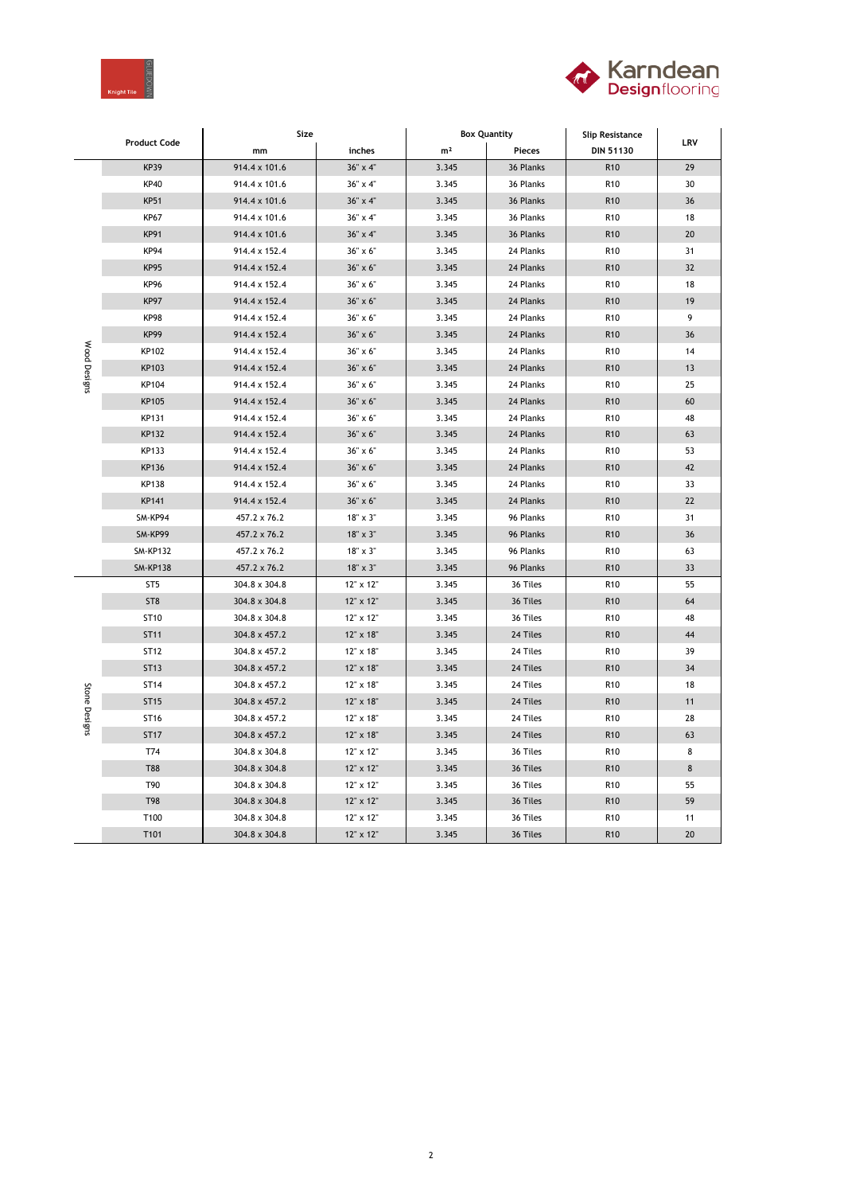| | Product Code | Size | | Box Quantity | | Slip Resistance | LRV |
|---|---|---|---|---|---|---|---|
| | | mm | inches | m² | Pieces | DIN 51130 | |
| Wood Designs | KP39 | 914.4 x 101.6 | 36" x 4" | 3.345 | 36 Planks | R10 | 29 |
| | KP40 | 914.4 x 101.6 | 36" x 4" | 3.345 | 36 Planks | R10 | 30 |
| | KP51 | 914.4 x 101.6 | 36" x 4" | 3.345 | 36 Planks | R10 | 36 |
| | KP67 | 914.4 x 101.6 | 36" x 4" | 3.345 | 36 Planks | R10 | 18 |
| | KP91 | 914.4 x 101.6 | 36" x 4" | 3.345 | 36 Planks | R10 | 20 |
| | KP94 | 914.4 x 152.4 | 36" x 6" | 3.345 | 24 Planks | R10 | 31 |
| | KP95 | 914.4 x 152.4 | 36" x 6" | 3.345 | 24 Planks | R10 | 32 |
| | KP96 | 914.4 x 152.4 | 36" x 6" | 3.345 | 24 Planks | R10 | 18 |
| | KP97 | 914.4 x 152.4 | 36" x 6" | 3.345 | 24 Planks | R10 | 19 |
| | KP98 | 914.4 x 152.4 | 36" x 6" | 3.345 | 24 Planks | R10 | 9 |
| | KP99 | 914.4 x 152.4 | 36" x 6" | 3.345 | 24 Planks | R10 | 36 |
| | KP102 | 914.4 x 152.4 | 36" x 6" | 3.345 | 24 Planks | R10 | 14 |
| | KP103 | 914.4 x 152.4 | 36" x 6" | 3.345 | 24 Planks | R10 | 13 |
| | KP104 | 914.4 x 152.4 | 36" x 6" | 3.345 | 24 Planks | R10 | 25 |
| | KP105 | 914.4 x 152.4 | 36" x 6" | 3.345 | 24 Planks | R10 | 60 |
| | KP131 | 914.4 x 152.4 | 36" x 6" | 3.345 | 24 Planks | R10 | 48 |
| | KP132 | 914.4 x 152.4 | 36" x 6" | 3.345 | 24 Planks | R10 | 63 |
| | KP133 | 914.4 x 152.4 | 36" x 6" | 3.345 | 24 Planks | R10 | 53 |
| | KP136 | 914.4 x 152.4 | 36" x 6" | 3.345 | 24 Planks | R10 | 42 |
| | KP138 | 914.4 x 152.4 | 36" x 6" | 3.345 | 24 Planks | R10 | 33 |
| | KP141 | 914.4 x 152.4 | 36" x 6" | 3.345 | 24 Planks | R10 | 22 |
| | SM-KP94 | 457.2 x 76.2 | 18" x 3" | 3.345 | 96 Planks | R10 | 31 |
| | SM-KP99 | 457.2 x 76.2 | 18" x 3" | 3.345 | 96 Planks | R10 | 36 |
| | SM-KP132 | 457.2 x 76.2 | 18" x 3" | 3.345 | 96 Planks | R10 | 63 |
| | SM-KP138 | 457.2 x 76.2 | 18" x 3" | 3.345 | 96 Planks | R10 | 33 |
| Stone Designs | ST5 | 304.8 x 304.8 | 12" x 12" | 3.345 | 36 Tiles | R10 | 55 |
| | ST8 | 304.8 x 304.8 | 12" x 12" | 3.345 | 36 Tiles | R10 | 64 |
| | ST10 | 304.8 x 304.8 | 12" x 12" | 3.345 | 36 Tiles | R10 | 48 |
| | ST11 | 304.8 x 457.2 | 12" x 18" | 3.345 | 24 Tiles | R10 | 44 |
| | ST12 | 304.8 x 457.2 | 12" x 18" | 3.345 | 24 Tiles | R10 | 39 |
| | ST13 | 304.8 x 457.2 | 12" x 18" | 3.345 | 24 Tiles | R10 | 34 |
| | ST14 | 304.8 x 457.2 | 12" x 18" | 3.345 | 24 Tiles | R10 | 18 |
| | ST15 | 304.8 x 457.2 | 12" x 18" | 3.345 | 24 Tiles | R10 | 11 |
| | ST16 | 304.8 x 457.2 | 12" x 18" | 3.345 | 24 Tiles | R10 | 28 |
| | ST17 | 304.8 x 457.2 | 12" x 18" | 3.345 | 24 Tiles | R10 | 63 |
| | T74 | 304.8 x 304.8 | 12" x 12" | 3.345 | 36 Tiles | R10 | 8 |
| | T88 | 304.8 x 304.8 | 12" x 12" | 3.345 | 36 Tiles | R10 | 8 |
| | T90 | 304.8 x 304.8 | 12" x 12" | 3.345 | 36 Tiles | R10 | 55 |
| | T98 | 304.8 x 304.8 | 12" x 12" | 3.345 | 36 Tiles | R10 | 59 |
| | T100 | 304.8 x 304.8 | 12" x 12" | 3.345 | 36 Tiles | R10 | 11 |
| | T101 | 304.8 x 304.8 | 12" x 12" | 3.345 | 36 Tiles | R10 | 20 |